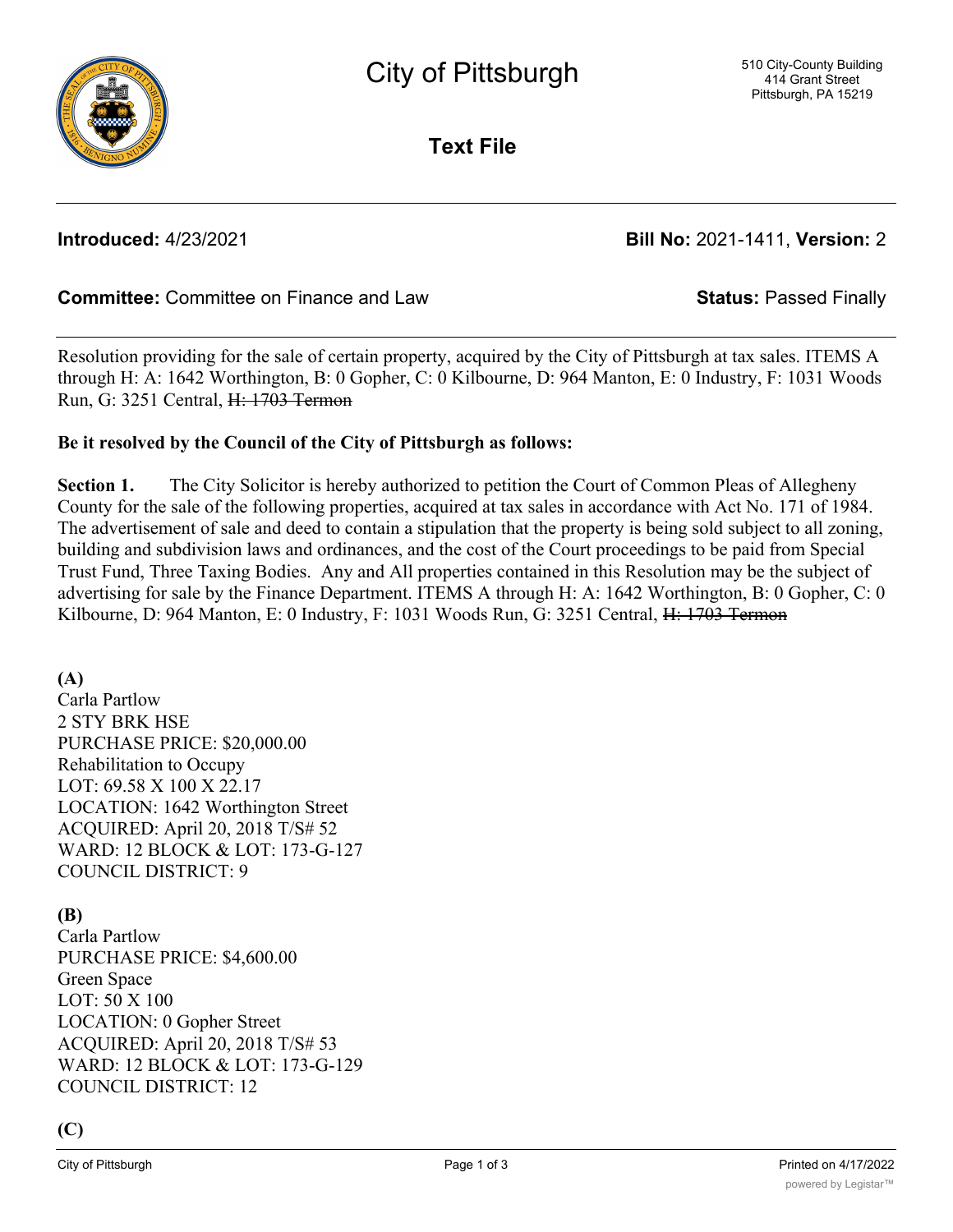# City of Pittsburgh

510 City-County Building
414 Grant Street
Pittsburgh, PA 15219

## Text File

**Introduced:** 4/23/2021 **Bill No:** 2021-1411, **Version:** 2

**Committee:** Committee on Finance and Law **Status:** Passed Finally

Resolution providing for the sale of certain property, acquired by the City of Pittsburgh at tax sales. ITEMS A through H: A: 1642 Worthington, B: 0 Gopher, C: 0 Kilbourne, D: 964 Manton, E: 0 Industry, F: 1031 Woods Run, G: 3251 Central, ~~H: 1703 Termon~~

**Be it resolved by the Council of the City of Pittsburgh as follows:**

**Section 1.** The City Solicitor is hereby authorized to petition the Court of Common Pleas of Allegheny County for the sale of the following properties, acquired at tax sales in accordance with Act No. 171 of 1984. The advertisement of sale and deed to contain a stipulation that the property is being sold subject to all zoning, building and subdivision laws and ordinances, and the cost of the Court proceedings to be paid from Special Trust Fund, Three Taxing Bodies. Any and All properties contained in this Resolution may be the subject of advertising for sale by the Finance Department. ITEMS A through H: A: 1642 Worthington, B: 0 Gopher, C: 0 Kilbourne, D: 964 Manton, E: 0 Industry, F: 1031 Woods Run, G: 3251 Central, ~~H: 1703 Termon~~

**(A)**
Carla Partlow
2 STY BRK HSE
PURCHASE PRICE: $20,000.00
Rehabilitation to Occupy
LOT: 69.58 X 100 X 22.17
LOCATION: 1642 Worthington Street
ACQUIRED: April 20, 2018 T/S# 52
WARD: 12 BLOCK & LOT: 173-G-127
COUNCIL DISTRICT: 9

**(B)**
Carla Partlow
PURCHASE PRICE: $4,600.00
Green Space
LOT: 50 X 100
LOCATION: 0 Gopher Street
ACQUIRED: April 20, 2018 T/S# 53
WARD: 12 BLOCK & LOT: 173-G-129
COUNCIL DISTRICT: 12

**(C)**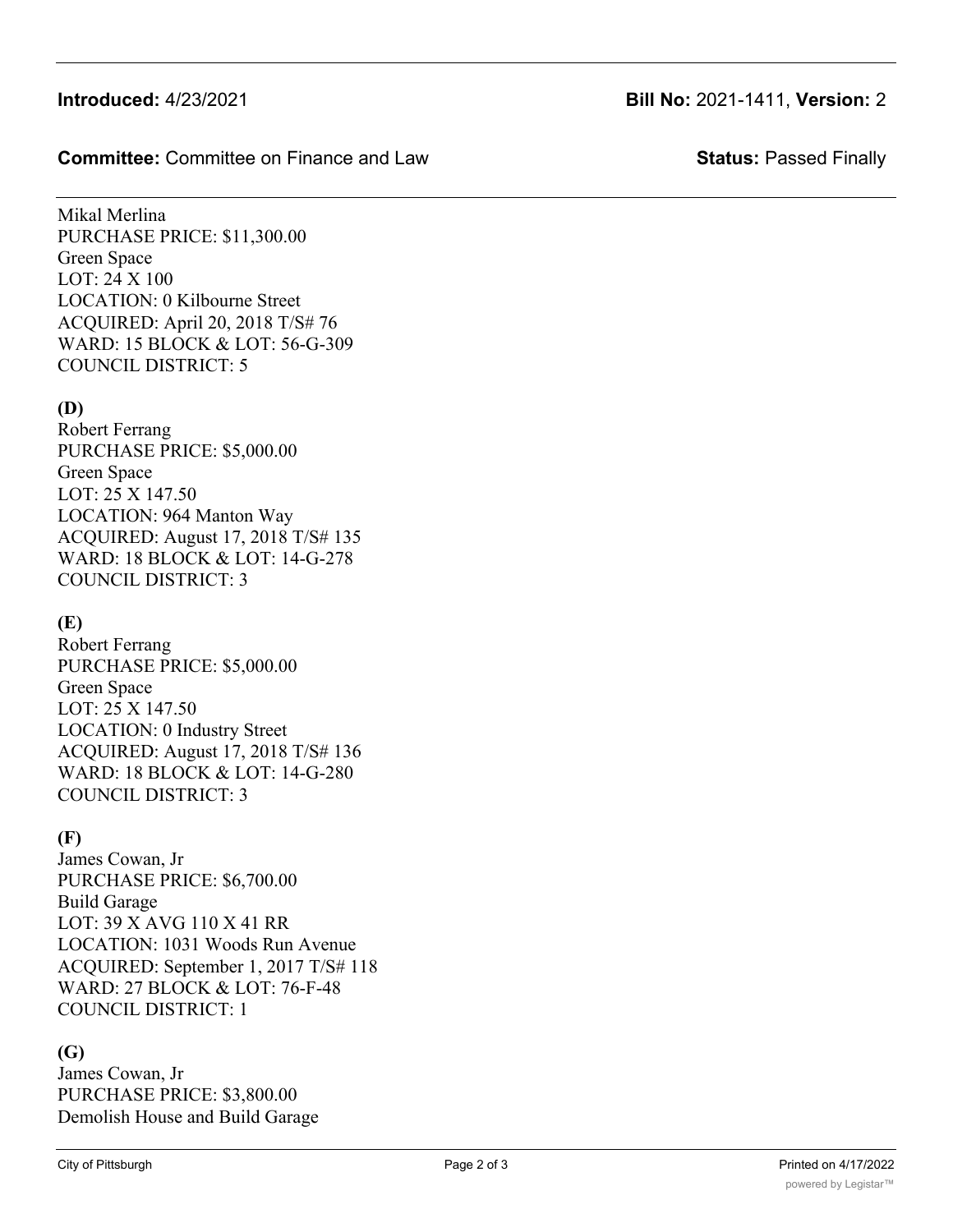Mikal Merlina
PURCHASE PRICE: $11,300.00
Green Space
LOT: 24 X 100
LOCATION: 0 Kilbourne Street
ACQUIRED: April 20, 2018 T/S# 76
WARD: 15 BLOCK & LOT: 56-G-309
COUNCIL DISTRICT: 5

**(D)**
Robert Ferrang
PURCHASE PRICE: $5,000.00
Green Space
LOT: 25 X 147.50
LOCATION: 964 Manton Way
ACQUIRED: August 17, 2018 T/S# 135
WARD: 18 BLOCK & LOT: 14-G-278
COUNCIL DISTRICT: 3

**(E)**
Robert Ferrang
PURCHASE PRICE: $5,000.00
Green Space
LOT: 25 X 147.50
LOCATION: 0 Industry Street
ACQUIRED: August 17, 2018 T/S# 136
WARD: 18 BLOCK & LOT: 14-G-280
COUNCIL DISTRICT: 3

**(F)**
James Cowan, Jr
PURCHASE PRICE: $6,700.00
Build Garage
LOT: 39 X AVG 110 X 41 RR
LOCATION: 1031 Woods Run Avenue
ACQUIRED: September 1, 2017 T/S# 118
WARD: 27 BLOCK & LOT: 76-F-48
COUNCIL DISTRICT: 1

**(G)**
James Cowan, Jr
PURCHASE PRICE: $3,800.00
Demolish House and Build Garage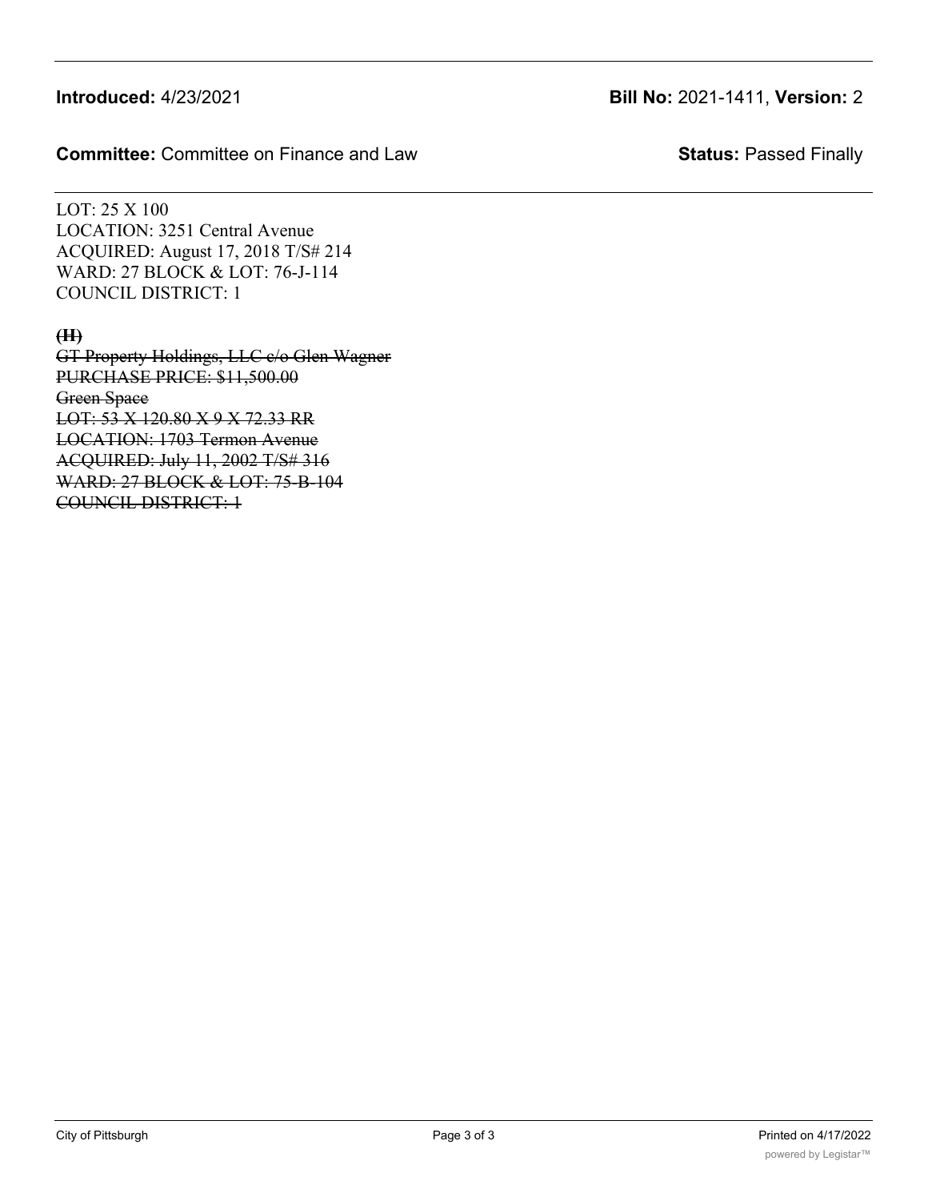**Introduced:** 4/23/2021 **Bill No:** 2021-1411, **Version:** 2

**Committee:** Committee on Finance and Law **Status:** Passed Finally

LOT: 25 X 100
LOCATION: 3251 Central Avenue
ACQUIRED: August 17, 2018 T/S# 214
WARD: 27 BLOCK & LOT: 76-J-114
COUNCIL DISTRICT: 1

~~**(H)**~~
~~GT Property Holdings, LLC c/o Glen Wagner~~
~~PURCHASE PRICE: $11,500.00~~
~~Green Space~~
~~LOT: 53 X 120.80 X 9 X 72.33 RR~~
~~LOCATION: 1703 Termon Avenue~~
~~ACQUIRED: July 11, 2002 T/S# 316~~
~~WARD: 27 BLOCK & LOT: 75-B-104~~
~~COUNCIL DISTRICT: 1~~